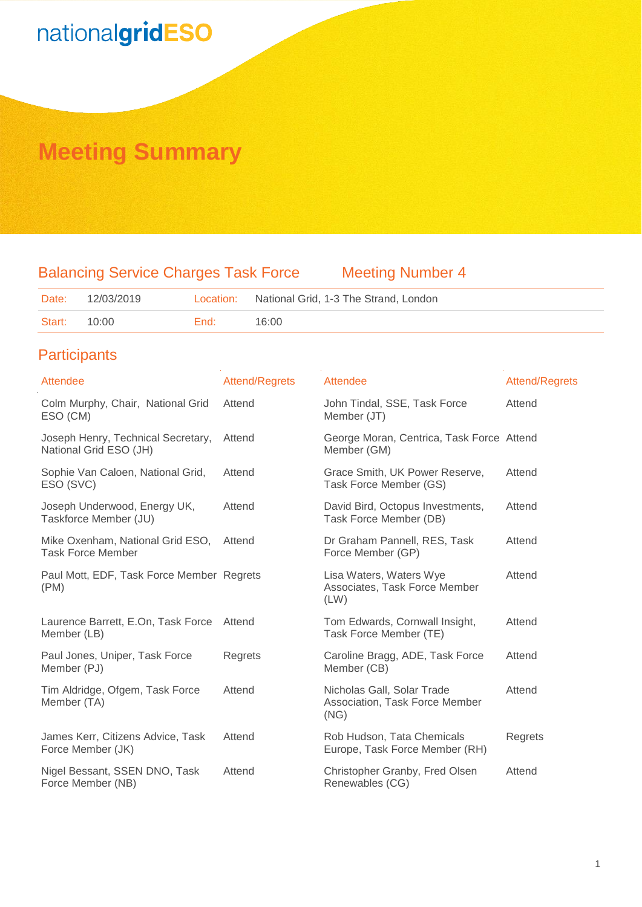nationalgridESO

# Meeting Summary

## Balancing Service Charges Task Force — Meeting Number 4

| Date: | 12/03/2019 | Location: | National Grid, 1-3 The Strand, London |
|---|---|---|---|
| Start: | 10:00 | End: | 16:00 |

## Participants

| Attendee | Attend/Regrets | Attendee | Attend/Regrets |
|---|---|---|---|
| Colm Murphy, Chair, National Grid ESO (CM) | Attend | John Tindal, SSE, Task Force Member (JT) | Attend |
| Joseph Henry, Technical Secretary, National Grid ESO (JH) | Attend | George Moran, Centrica, Task Force Member (GM) | Attend |
| Sophie Van Caloen, National Grid, ESO (SVC) | Attend | Grace Smith, UK Power Reserve, Task Force Member (GS) | Attend |
| Joseph Underwood, Energy UK, Taskforce Member (JU) | Attend | David Bird, Octopus Investments, Task Force Member (DB) | Attend |
| Mike Oxenham, National Grid ESO, Task Force Member | Attend | Dr Graham Pannell, RES, Task Force Member (GP) | Attend |
| Paul Mott, EDF, Task Force Member (PM) | Regrets | Lisa Waters, Waters Wye Associates, Task Force Member (LW) | Attend |
| Laurence Barrett, E.On, Task Force Member (LB) | Attend | Tom Edwards, Cornwall Insight, Task Force Member (TE) | Attend |
| Paul Jones, Uniper, Task Force Member (PJ) | Regrets | Caroline Bragg, ADE, Task Force Member (CB) | Attend |
| Tim Aldridge, Ofgem, Task Force Member (TA) | Attend | Nicholas Gall, Solar Trade Association, Task Force Member (NG) | Attend |
| James Kerr, Citizens Advice, Task Force Member (JK) | Attend | Rob Hudson, Tata Chemicals Europe, Task Force Member (RH) | Regrets |
| Nigel Bessant, SSEN DNO, Task Force Member (NB) | Attend | Christopher Granby, Fred Olsen Renewables (CG) | Attend |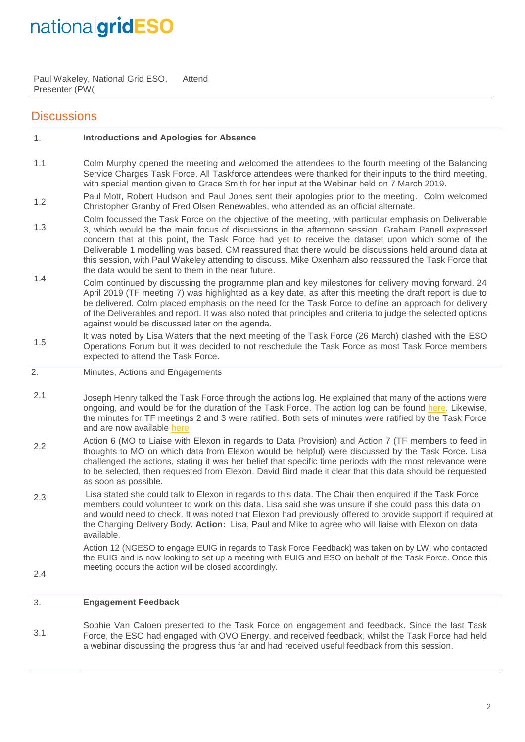| | |
|---|---|
| Paul Wakeley, National Grid ESO, Presenter (PW( | Attend |

## Discussions

| | |
|---|---|
| 1. | **Introductions and Apologies for Absence** |
| 1.1 | Colm Murphy opened the meeting and welcomed the attendees to the fourth meeting of the Balancing Service Charges Task Force. All Taskforce attendees were thanked for their inputs to the third meeting, with special mention given to Grace Smith for her input at the Webinar held on 7 March 2019. |
| 1.2 | Paul Mott, Robert Hudson and Paul Jones sent their apologies prior to the meeting. Colm welcomed Christopher Granby of Fred Olsen Renewables, who attended as an official alternate. |
| 1.3 | Colm focussed the Task Force on the objective of the meeting, with particular emphasis on Deliverable 3, which would be the main focus of discussions in the afternoon session. Graham Panell expressed concern that at this point, the Task Force had yet to receive the dataset upon which some of the Deliverable 1 modelling was based. CM reassured that there would be discussions held around data at this session, with Paul Wakeley attending to discuss. Mike Oxenham also reassured the Task Force that the data would be sent to them in the near future. |
| 1.4 | Colm continued by discussing the programme plan and key milestones for delivery moving forward. 24 April 2019 (TF meeting 7) was highlighted as a key date, as after this meeting the draft report is due to be delivered. Colm placed emphasis on the need for the Task Force to define an approach for delivery of the Deliverables and report. It was also noted that principles and criteria to judge the selected options against would be discussed later on the agenda. |
| 1.5 | It was noted by Lisa Waters that the next meeting of the Task Force (26 March) clashed with the ESO Operations Forum but it was decided to not reschedule the Task Force as most Task Force members expected to attend the Task Force. |
| 2. | Minutes, Actions and Engagements |
| 2.1 | Joseph Henry talked the Task Force through the actions log. He explained that many of the actions were ongoing, and would be for the duration of the Task Force. The action log can be found here. Likewise, the minutes for TF meetings 2 and 3 were ratified. Both sets of minutes were ratified by the Task Force and are now available here |
| 2.2 | Action 6 (MO to Liaise with Elexon in regards to Data Provision) and Action 7 (TF members to feed in thoughts to MO on which data from Elexon would be helpful) were discussed by the Task Force. Lisa challenged the actions, stating it was her belief that specific time periods with the most relevance were to be selected, then requested from Elexon. David Bird made it clear that this data should be requested as soon as possible. |
| 2.3 | Lisa stated she could talk to Elexon in regards to this data. The Chair then enquired if the Task Force members could volunteer to work on this data. Lisa said she was unsure if she could pass this data on and would need to check. It was noted that Elexon had previously offered to provide support if required at the Charging Delivery Body. **Action:** Lisa, Paul and Mike to agree who will liaise with Elexon on data available. |
| 2.4 | Action 12 (NGESO to engage EUIG in regards to Task Force Feedback) was taken on by LW, who contacted the EUIG and is now looking to set up a meeting with EUIG and ESO on behalf of the Task Force. Once this meeting occurs the action will be closed accordingly. |
| 3. | **Engagement Feedback** |
| 3.1 | Sophie Van Caloen presented to the Task Force on engagement and feedback. Since the last Task Force, the ESO had engaged with OVO Energy, and received feedback, whilst the Task Force had held a webinar discussing the progress thus far and had received useful feedback from this session. |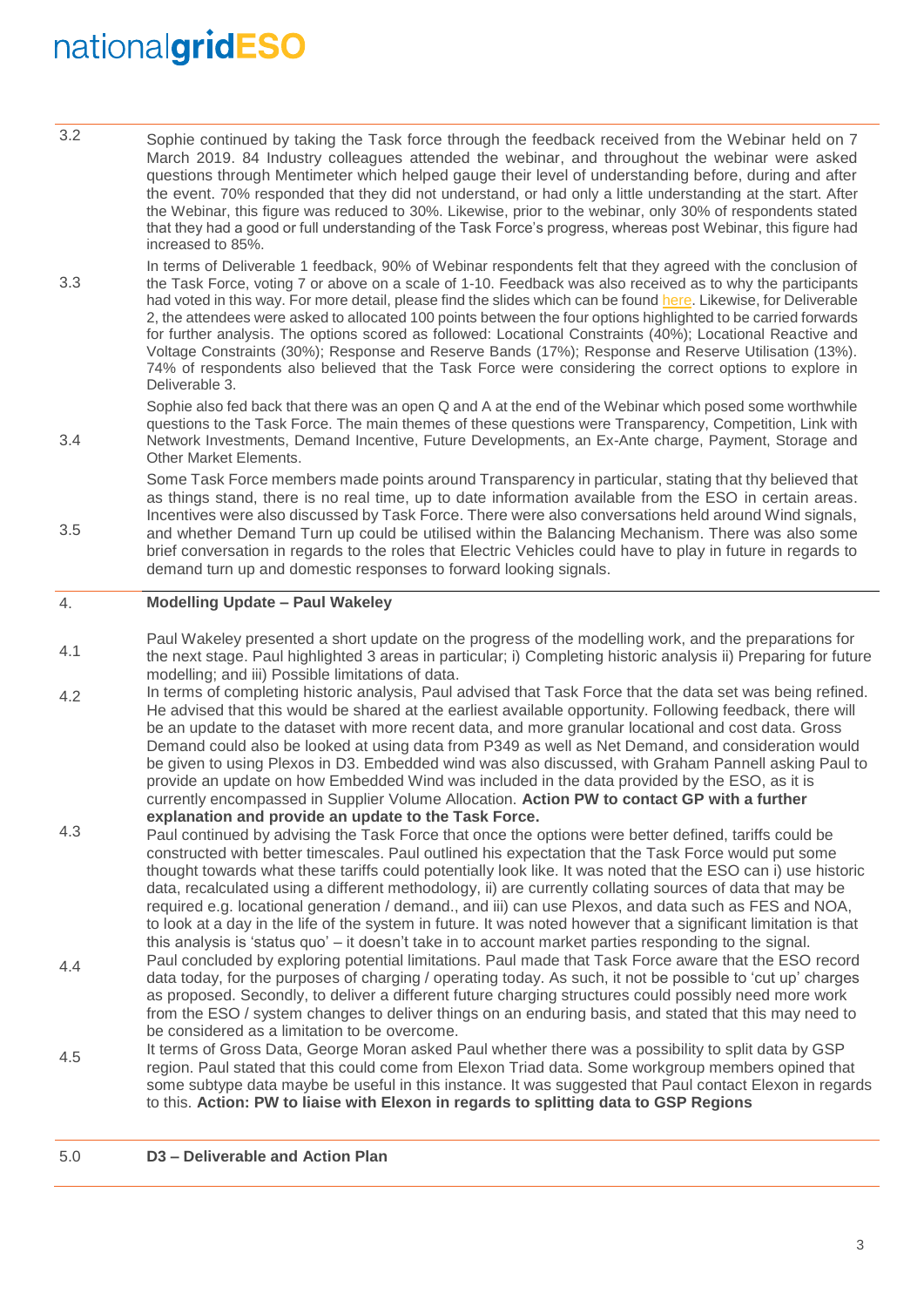3.2 Sophie continued by taking the Task force through the feedback received from the Webinar held on 7 March 2019. 84 Industry colleagues attended the webinar, and throughout the webinar were asked questions through Mentimeter which helped gauge their level of understanding before, during and after the event. 70% responded that they did not understand, or had only a little understanding at the start. After the Webinar, this figure was reduced to 30%. Likewise, prior to the webinar, only 30% of respondents stated that they had a good or full understanding of the Task Force's progress, whereas post Webinar, this figure had increased to 85%.

3.3 In terms of Deliverable 1 feedback, 90% of Webinar respondents felt that they agreed with the conclusion of the Task Force, voting 7 or above on a scale of 1-10. Feedback was also received as to why the participants had voted in this way. For more detail, please find the slides which can be found here. Likewise, for Deliverable 2, the attendees were asked to allocated 100 points between the four options highlighted to be carried forwards for further analysis. The options scored as followed: Locational Constraints (40%); Locational Reactive and Voltage Constraints (30%); Response and Reserve Bands (17%); Response and Reserve Utilisation (13%). 74% of respondents also believed that the Task Force were considering the correct options to explore in Deliverable 3.

3.4 Sophie also fed back that there was an open Q and A at the end of the Webinar which posed some worthwhile questions to the Task Force. The main themes of these questions were Transparency, Competition, Link with Network Investments, Demand Incentive, Future Developments, an Ex-Ante charge, Payment, Storage and Other Market Elements.

3.5 Some Task Force members made points around Transparency in particular, stating that thy believed that as things stand, there is no real time, up to date information available from the ESO in certain areas. Incentives were also discussed by Task Force. There were also conversations held around Wind signals, and whether Demand Turn up could be utilised within the Balancing Mechanism. There was also some brief conversation in regards to the roles that Electric Vehicles could have to play in future in regards to demand turn up and domestic responses to forward looking signals.

## 4. Modelling Update – Paul Wakeley

4.1 Paul Wakeley presented a short update on the progress of the modelling work, and the preparations for the next stage. Paul highlighted 3 areas in particular; i) Completing historic analysis ii) Preparing for future modelling; and iii) Possible limitations of data.

4.2 In terms of completing historic analysis, Paul advised that Task Force that the data set was being refined. He advised that this would be shared at the earliest available opportunity. Following feedback, there will be an update to the dataset with more recent data, and more granular locational and cost data. Gross Demand could also be looked at using data from P349 as well as Net Demand, and consideration would be given to using Plexos in D3. Embedded wind was also discussed, with Graham Pannell asking Paul to provide an update on how Embedded Wind was included in the data provided by the ESO, as it is currently encompassed in Supplier Volume Allocation. **Action PW to contact GP with a further explanation and provide an update to the Task Force.**

4.3 Paul continued by advising the Task Force that once the options were better defined, tariffs could be constructed with better timescales. Paul outlined his expectation that the Task Force would put some thought towards what these tariffs could potentially look like. It was noted that the ESO can i) use historic data, recalculated using a different methodology, ii) are currently collating sources of data that may be required e.g. locational generation / demand., and iii) can use Plexos, and data such as FES and NOA, to look at a day in the life of the system in future. It was noted however that a significant limitation is that this analysis is 'status quo' – it doesn't take in to account market parties responding to the signal.

4.4 Paul concluded by exploring potential limitations. Paul made that Task Force aware that the ESO record data today, for the purposes of charging / operating today. As such, it not be possible to 'cut up' charges as proposed. Secondly, to deliver a different future charging structures could possibly need more work from the ESO / system changes to deliver things on an enduring basis, and stated that this may need to be considered as a limitation to be overcome.

4.5 It terms of Gross Data, George Moran asked Paul whether there was a possibility to split data by GSP region. Paul stated that this could come from Elexon Triad data. Some workgroup members opined that some subtype data maybe be useful in this instance. It was suggested that Paul contact Elexon in regards to this. **Action: PW to liaise with Elexon in regards to splitting data to GSP Regions**

## 5.0 D3 – Deliverable and Action Plan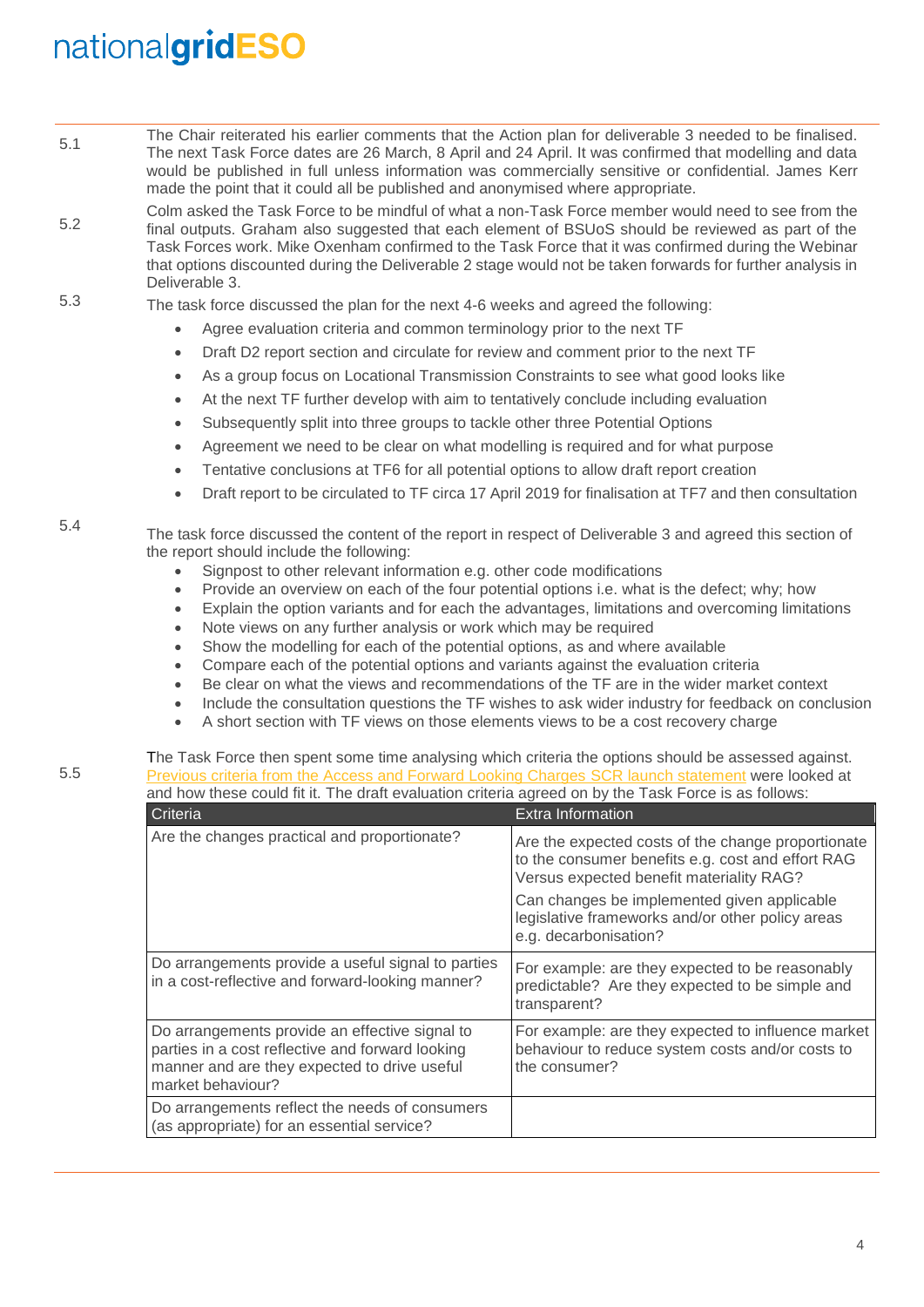5.1 The Chair reiterated his earlier comments that the Action plan for deliverable 3 needed to be finalised. The next Task Force dates are 26 March, 8 April and 24 April. It was confirmed that modelling and data would be published in full unless information was commercially sensitive or confidential. James Kerr made the point that it could all be published and anonymised where appropriate.

5.2 Colm asked the Task Force to be mindful of what a non-Task Force member would need to see from the final outputs. Graham also suggested that each element of BSUoS should be reviewed as part of the Task Forces work. Mike Oxenham confirmed to the Task Force that it was confirmed during the Webinar that options discounted during the Deliverable 2 stage would not be taken forwards for further analysis in Deliverable 3.

5.3 The task force discussed the plan for the next 4-6 weeks and agreed the following:

- Agree evaluation criteria and common terminology prior to the next TF
- Draft D2 report section and circulate for review and comment prior to the next TF
- As a group focus on Locational Transmission Constraints to see what good looks like
- At the next TF further develop with aim to tentatively conclude including evaluation
- Subsequently split into three groups to tackle other three Potential Options
- Agreement we need to be clear on what modelling is required and for what purpose
- Tentative conclusions at TF6 for all potential options to allow draft report creation
- Draft report to be circulated to TF circa 17 April 2019 for finalisation at TF7 and then consultation

5.4 The task force discussed the content of the report in respect of Deliverable 3 and agreed this section of the report should include the following:

- Signpost to other relevant information e.g. other code modifications
- Provide an overview on each of the four potential options i.e. what is the defect; why; how
- Explain the option variants and for each the advantages, limitations and overcoming limitations
- Note views on any further analysis or work which may be required
- Show the modelling for each of the potential options, as and where available
- Compare each of the potential options and variants against the evaluation criteria
- Be clear on what the views and recommendations of the TF are in the wider market context
- Include the consultation questions the TF wishes to ask wider industry for feedback on conclusion
- A short section with TF views on those elements views to be a cost recovery charge

5.5 The Task Force then spent some time analysing which criteria the options should be assessed against. Previous criteria from the Access and Forward Looking Charges SCR launch statement were looked at and how these could fit it. The draft evaluation criteria agreed on by the Task Force is as follows:

| Criteria | Extra Information |
|---|---|
| Are the changes practical and proportionate? | Are the expected costs of the change proportionate to the consumer benefits e.g. cost and effort RAG Versus expected benefit materiality RAG?<br><br>Can changes be implemented given applicable legislative frameworks and/or other policy areas e.g. decarbonisation? |
| Do arrangements provide a useful signal to parties in a cost-reflective and forward-looking manner? | For example: are they expected to be reasonably predictable? Are they expected to be simple and transparent? |
| Do arrangements provide an effective signal to parties in a cost reflective and forward looking manner and are they expected to drive useful market behaviour? | For example: are they expected to influence market behaviour to reduce system costs and/or costs to the consumer? |
| Do arrangements reflect the needs of consumers (as appropriate) for an essential service? | |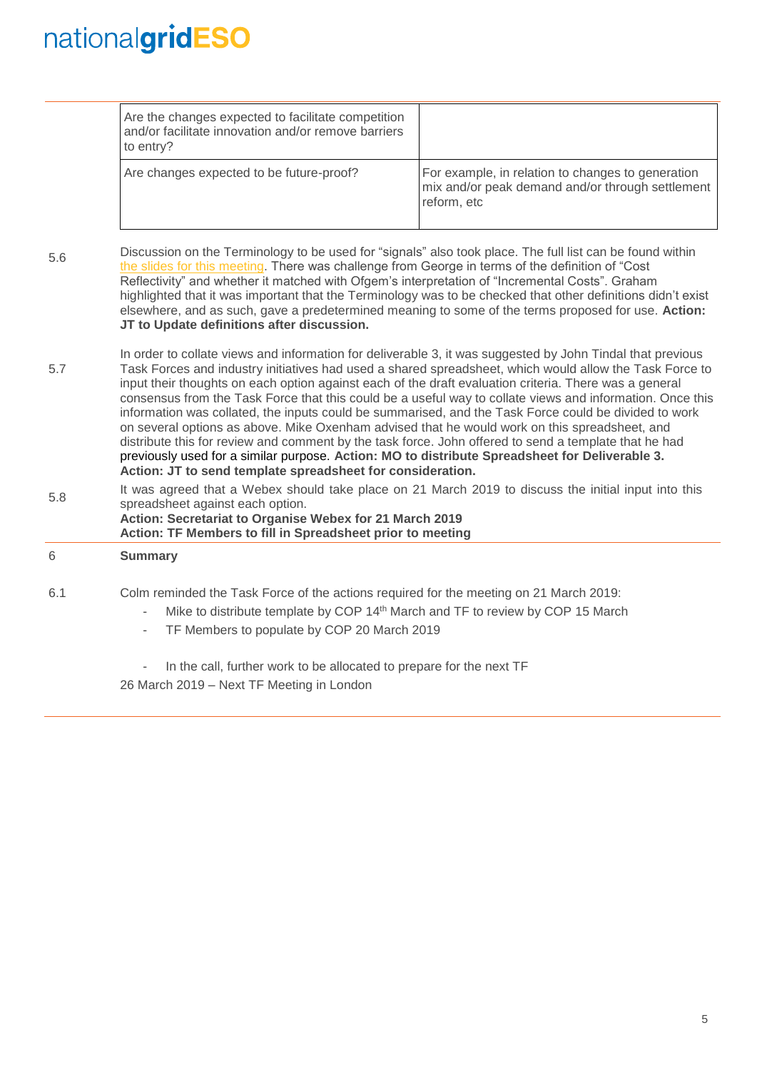| | |
|---|---|
| Are the changes expected to facilitate competition and/or facilitate innovation and/or remove barriers to entry? | |
| Are changes expected to be future-proof? | For example, in relation to changes to generation mix and/or peak demand and/or through settlement reform, etc |

5.6 Discussion on the Terminology to be used for "signals" also took place. The full list can be found within the slides for this meeting. There was challenge from George in terms of the definition of "Cost Reflectivity" and whether it matched with Ofgem's interpretation of "Incremental Costs". Graham highlighted that it was important that the Terminology was to be checked that other definitions didn't exist elsewhere, and as such, gave a predetermined meaning to some of the terms proposed for use. **Action: JT to Update definitions after discussion.**

5.7 In order to collate views and information for deliverable 3, it was suggested by John Tindal that previous Task Forces and industry initiatives had used a shared spreadsheet, which would allow the Task Force to input their thoughts on each option against each of the draft evaluation criteria. There was a general consensus from the Task Force that this could be a useful way to collate views and information. Once this information was collated, the inputs could be summarised, and the Task Force could be divided to work on several options as above. Mike Oxenham advised that he would work on this spreadsheet, and distribute this for review and comment by the task force. John offered to send a template that he had previously used for a similar purpose. **Action: MO to distribute Spreadsheet for Deliverable 3. Action: JT to send template spreadsheet for consideration.**

5.8 It was agreed that a Webex should take place on 21 March 2019 to discuss the initial input into this spreadsheet against each option.
**Action: Secretariat to Organise Webex for 21 March 2019**
**Action: TF Members to fill in Spreadsheet prior to meeting**

## 6 Summary

6.1 Colm reminded the Task Force of the actions required for the meeting on 21 March 2019:

- Mike to distribute template by COP 14th March and TF to review by COP 15 March
- TF Members to populate by COP 20 March 2019
- In the call, further work to be allocated to prepare for the next TF

26 March 2019 – Next TF Meeting in London